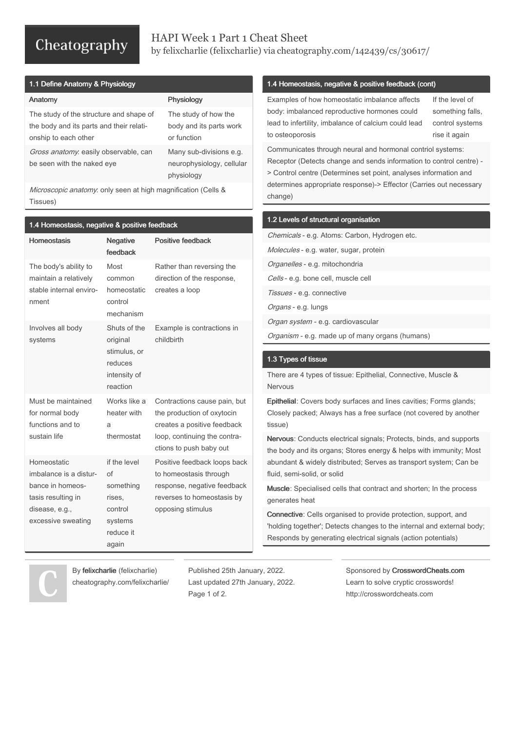# HAPI Week 1 Part 1 Cheat Sheet

by felixcharlie (felixcharlie) via cheatography.com/142439/cs/30617/

## 1.1 Define Anatomy & Physiology

| Anatomy | Physiology |
| --- | --- |
| The study of the structure and shape of the body and its parts and their relationship to each other | The study of how the body and its parts work or function |
| *Gross anatomy*: easily observable, can be seen with the naked eye | Many sub-divisions e.g. neurophysiology, cellular physiology |
| *Microscopic anatomy*: only seen at high magnification (Cells & Tissues) | |

## 1.4 Homeostasis, negative & positive feedback

| Homeostasis | Negative feedback | Positive feedback |
| --- | --- | --- |
| The body's ability to maintain a relatively stable internal environment | Most common homeostatic control mechanism | Rather than reversing the direction of the response, creates a loop |
| Involves all body systems | Shuts of the original stimulus, or reduces intensity of reaction | Example is contractions in childbirth |
| Must be maintained for normal body functions and to sustain life | Works like a heater with a thermostat | Contractions cause pain, but the production of oxytocin creates a positive feedback loop, continuing the contractions to push baby out |
| Homeostatic imbalance is a disturbance in homeostasis resulting in disease, e.g., excessive sweating | if the level of something rises, control systems reduce it again | Positive feedback loops back to homeostasis through response, negative feedback reverses to homeostasis by opposing stimulus |

## 1.4 Homeostasis, negative & positive feedback (cont)

| | |
| --- | --- |
| Examples of how homeostatic imbalance affects body: imbalanced reproductive hormones could lead to infertility, imbalance of calcium could lead to osteoporosis | If the level of something falls, control systems rise it again |
| Communicates through neural and hormonal contriol systems: Receptor (Detects change and sends information to control centre) -> Control centre (Determines set point, analyses information and determines appropriate response)-> Effector (Carries out necessary change) | |

## 1.2 Levels of structural organisation

- *Chemicals* - e.g. Atoms: Carbon, Hydrogen etc.
- *Molecules* - e.g. water, sugar, protein
- *Organelles* - e.g. mitochondria
- *Cells* - e.g. bone cell, muscle cell
- *Tissues* - e.g. connective
- *Organs* - e.g. lungs
- *Organ system* - e.g. cardiovascular
- *Organism* - e.g. made up of many organs (humans)

## 1.3 Types of tissue

There are 4 types of tissue: Epithelial, Connective, Muscle & Nervous

**Epithelial**: Covers body surfaces and lines cavities; Forms glands; Closely packed; Always has a free surface (not covered by another tissue)

**Nervous**: Conducts electrical signals; Protects, binds, and supports the body and its organs; Stores energy & helps with immunity; Most abundant & widely distributed; Serves as transport system; Can be fluid, semi-solid, or solid

**Muscle**: Specialised cells that contract and shorten; In the process generates heat

**Connective**: Cells organised to provide protection, support, and 'holding together'; Detects changes to the internal and external body; Responds by generating electrical signals (action potentials)

By **felixcharlie** (felixcharlie)
cheatography.com/felixcharlie/

Published 25th January, 2022.
Last updated 27th January, 2022.

Sponsored by **CrosswordCheats.com**
Learn to solve cryptic crosswords!
http://crosswordcheats.com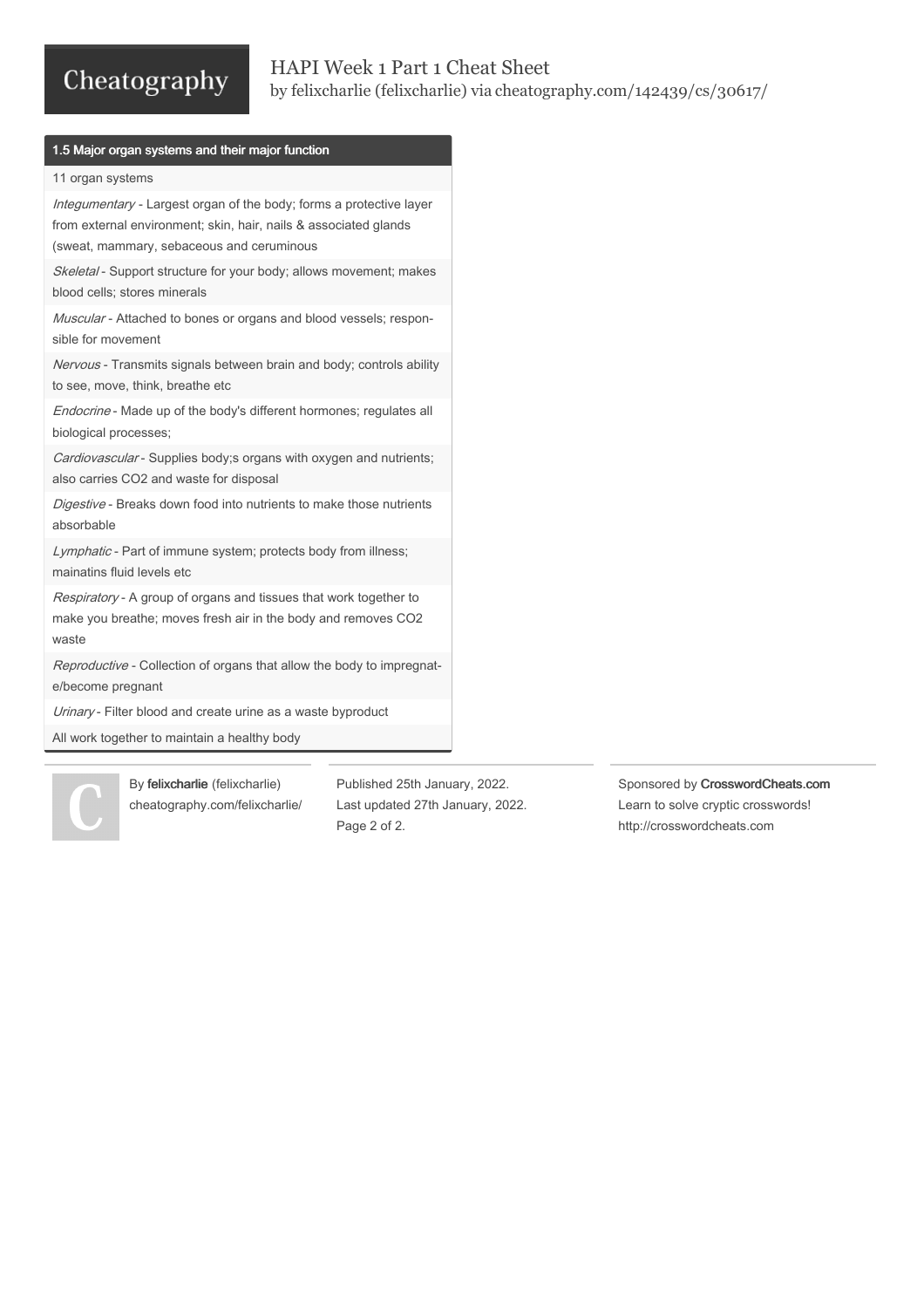## 1.5 Major organ systems and their major function

11 organ systems

*Integumentary* - Largest organ of the body; forms a protective layer from external environment; skin, hair, nails & associated glands (sweat, mammary, sebaceous and ceruminous

*Skeletal* - Support structure for your body; allows movement; makes blood cells; stores minerals

*Muscular* - Attached to bones or organs and blood vessels; responsible for movement

*Nervous* - Transmits signals between brain and body; controls ability to see, move, think, breathe etc

*Endocrine* - Made up of the body's different hormones; regulates all biological processes;

*Cardiovascular* - Supplies body;s organs with oxygen and nutrients; also carries $CO_2$ and waste for disposal

*Digestive* - Breaks down food into nutrients to make those nutrients absorbable

*Lymphatic* - Part of immune system; protects body from illness; mainatins fluid levels etc

*Respiratory* - A group of organs and tissues that work together to make you breathe; moves fresh air in the body and removes $CO_2$ waste

*Reproductive* - Collection of organs that allow the body to impregnate/become pregnant

*Urinary* - Filter blood and create urine as a waste byproduct

All work together to maintain a healthy body